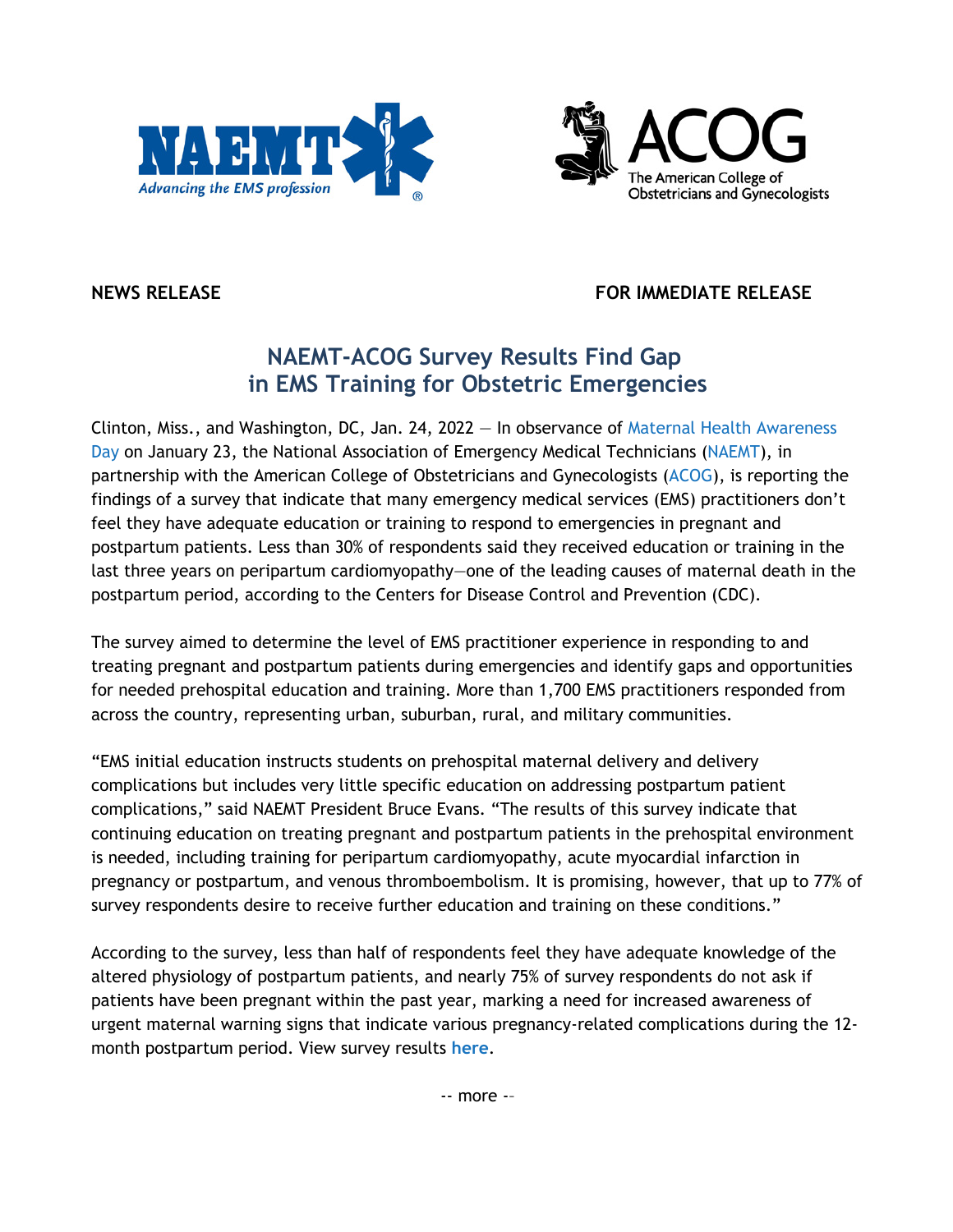NEWS RELEASE FOR IMMEDIATE RELEASE

# NAEMT-ACOG Survey Results Find Gap in EMS Training for Obstetric Emergencies

Clinton, Miss., and Washington, DC, Jan. 24, 2022 — In observance of Maternal Health Awareness Day on January 23, the National Association of Emergency Medical Technicians (NAEMT), in partnership with the American College of Obstetricians and Gynecologists (ACOG), is reporting the findings of a survey that indicate that many emergency medical services (EMS) practitioners don't feel they have adequate education or training to respond to emergencies in pregnant and postpartum patients. Less than 30% of respondents said they received education or training in the last three years on peripartum cardiomyopathy—one of the leading causes of maternal death in the postpartum period, according to the Centers for Disease Control and Prevention (CDC).

The survey aimed to determine the level of EMS practitioner experience in responding to and treating pregnant and postpartum patients during emergencies and identify gaps and opportunities for needed prehospital education and training. More than 1,700 EMS practitioners responded from across the country, representing urban, suburban, rural, and military communities.

"EMS initial education instructs students on prehospital maternal delivery and delivery complications but includes very little specific education on addressing postpartum patient complications," said NAEMT President Bruce Evans. "The results of this survey indicate that continuing education on treating pregnant and postpartum patients in the prehospital environment is needed, including training for peripartum cardiomyopathy, acute myocardial infarction in pregnancy or postpartum, and venous thromboembolism. It is promising, however, that up to 77% of survey respondents desire to receive further education and training on these conditions."

According to the survey, less than half of respondents feel they have adequate knowledge of the altered physiology of postpartum patients, and nearly 75% of survey respondents do not ask if patients have been pregnant within the past year, marking a need for increased awareness of urgent maternal warning signs that indicate various pregnancy-related complications during the 12-month postpartum period. View survey results **here**.

-- more --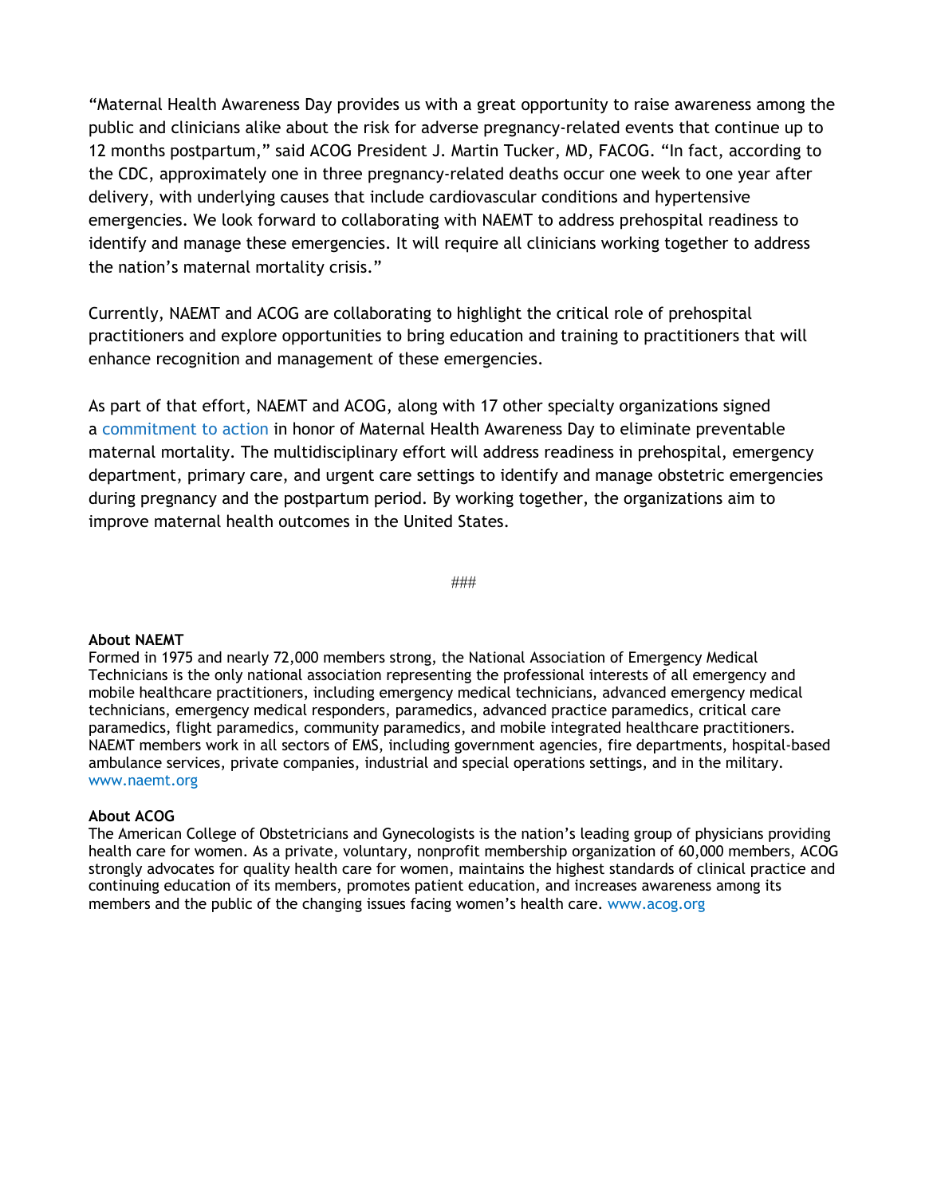"Maternal Health Awareness Day provides us with a great opportunity to raise awareness among the public and clinicians alike about the risk for adverse pregnancy-related events that continue up to 12 months postpartum," said ACOG President J. Martin Tucker, MD, FACOG. "In fact, according to the CDC, approximately one in three pregnancy-related deaths occur one week to one year after delivery, with underlying causes that include cardiovascular conditions and hypertensive emergencies. We look forward to collaborating with NAEMT to address prehospital readiness to identify and manage these emergencies. It will require all clinicians working together to address the nation's maternal mortality crisis."

Currently, NAEMT and ACOG are collaborating to highlight the critical role of prehospital practitioners and explore opportunities to bring education and training to practitioners that will enhance recognition and management of these emergencies.

As part of that effort, NAEMT and ACOG, along with 17 other specialty organizations signed a commitment to action in honor of Maternal Health Awareness Day to eliminate preventable maternal mortality. The multidisciplinary effort will address readiness in prehospital, emergency department, primary care, and urgent care settings to identify and manage obstetric emergencies during pregnancy and the postpartum period. By working together, the organizations aim to improve maternal health outcomes in the United States.

###

**About NAEMT**
Formed in 1975 and nearly 72,000 members strong, the National Association of Emergency Medical Technicians is the only national association representing the professional interests of all emergency and mobile healthcare practitioners, including emergency medical technicians, advanced emergency medical technicians, emergency medical responders, paramedics, advanced practice paramedics, critical care paramedics, flight paramedics, community paramedics, and mobile integrated healthcare practitioners. NAEMT members work in all sectors of EMS, including government agencies, fire departments, hospital-based ambulance services, private companies, industrial and special operations settings, and in the military. www.naemt.org

**About ACOG**
The American College of Obstetricians and Gynecologists is the nation's leading group of physicians providing health care for women. As a private, voluntary, nonprofit membership organization of 60,000 members, ACOG strongly advocates for quality health care for women, maintains the highest standards of clinical practice and continuing education of its members, promotes patient education, and increases awareness among its members and the public of the changing issues facing women's health care. www.acog.org